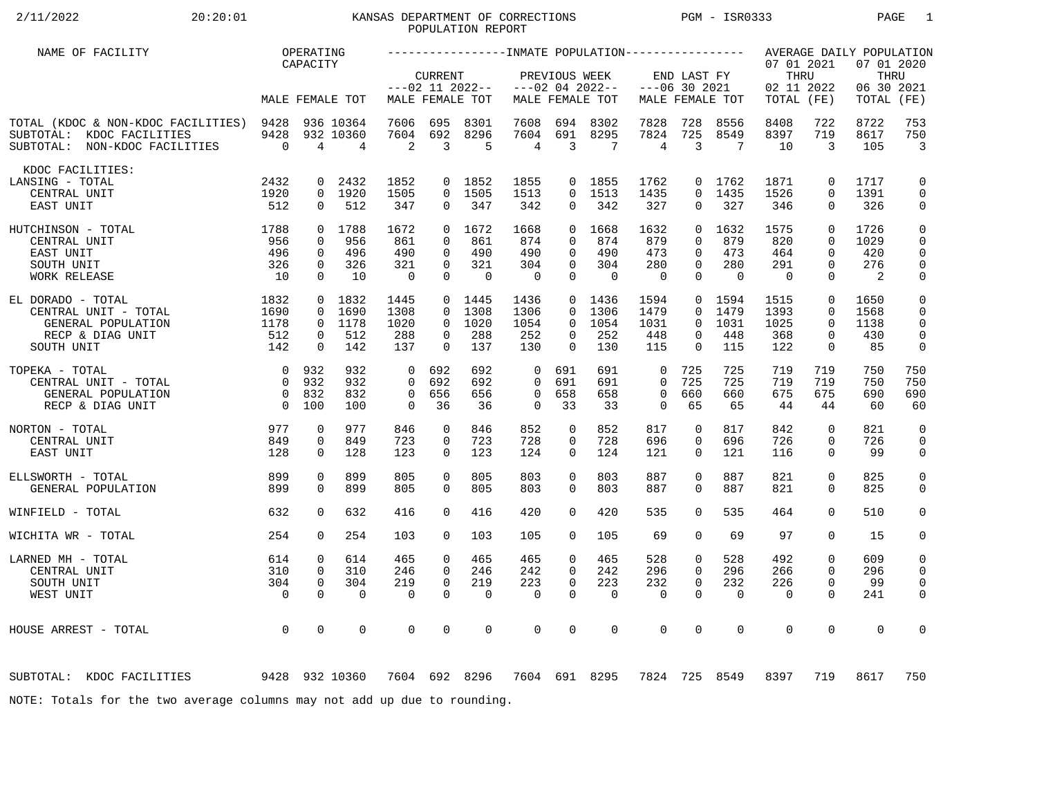2/11/2022 20:20:01

# KANSAS DEPARTMENT OF CORRECTIONS POPULATION REPORT

PGM - ISR0333

| NAME OF FACILITY | OPERATING CAPACITY | | | INMATE POPULATION | | | | | | | | | AVERAGE DAILY POPULATION | | | |
|---|---|---|---|---|---|---|---|---|---|---|---|---|---|---|---|---|
| | | | | CURRENT ---02 11 2022-- | | | PREVIOUS WEEK ---02 04 2022-- | | | END LAST FY ---06 30 2021 | | | 07 01 2021 THRU 02 11 2022 | | 07 01 2020 THRU 06 30 2021 | |
| | MALE | FEMALE | TOT | MALE | FEMALE | TOT | MALE | FEMALE | TOT | MALE | FEMALE | TOT | TOTAL | (FE) | TOTAL | (FE) |
| TOTAL (KDOC & NON-KDOC FACILITIES) | 9428 | 936 | 10364 | 7606 | 695 | 8301 | 7608 | 694 | 8302 | 7828 | 728 | 8556 | 8408 | 722 | 8722 | 753 |
| SUBTOTAL: KDOC FACILITIES | 9428 | 932 | 10360 | 7604 | 692 | 8296 | 7604 | 691 | 8295 | 7824 | 725 | 8549 | 8397 | 719 | 8617 | 750 |
| SUBTOTAL: NON-KDOC FACILITIES | 0 | 4 | 4 | 2 | 3 | 5 | 4 | 3 | 7 | 4 | 3 | 7 | 10 | 3 | 105 | 3 |
| KDOC FACILITIES: | | | | | | | | | | | | | | | | |
| LANSING - TOTAL | 2432 | 0 | 2432 | 1852 | 0 | 1852 | 1855 | 0 | 1855 | 1762 | 0 | 1762 | 1871 | 0 | 1717 | 0 |
| CENTRAL UNIT | 1920 | 0 | 1920 | 1505 | 0 | 1505 | 1513 | 0 | 1513 | 1435 | 0 | 1435 | 1526 | 0 | 1391 | 0 |
| EAST UNIT | 512 | 0 | 512 | 347 | 0 | 347 | 342 | 0 | 342 | 327 | 0 | 327 | 346 | 0 | 326 | 0 |
| HUTCHINSON - TOTAL | 1788 | 0 | 1788 | 1672 | 0 | 1672 | 1668 | 0 | 1668 | 1632 | 0 | 1632 | 1575 | 0 | 1726 | 0 |
| CENTRAL UNIT | 956 | 0 | 956 | 861 | 0 | 861 | 874 | 0 | 874 | 879 | 0 | 879 | 820 | 0 | 1029 | 0 |
| EAST UNIT | 496 | 0 | 496 | 490 | 0 | 490 | 490 | 0 | 490 | 473 | 0 | 473 | 464 | 0 | 420 | 0 |
| SOUTH UNIT | 326 | 0 | 326 | 321 | 0 | 321 | 304 | 0 | 304 | 280 | 0 | 280 | 291 | 0 | 276 | 0 |
| WORK RELEASE | 10 | 0 | 10 | 0 | 0 | 0 | 0 | 0 | 0 | 0 | 0 | 0 | 0 | 0 | 2 | 0 |
| EL DORADO - TOTAL | 1832 | 0 | 1832 | 1445 | 0 | 1445 | 1436 | 0 | 1436 | 1594 | 0 | 1594 | 1515 | 0 | 1650 | 0 |
| CENTRAL UNIT - TOTAL | 1690 | 0 | 1690 | 1308 | 0 | 1308 | 1306 | 0 | 1306 | 1479 | 0 | 1479 | 1393 | 0 | 1568 | 0 |
| GENERAL POPULATION | 1178 | 0 | 1178 | 1020 | 0 | 1020 | 1054 | 0 | 1054 | 1031 | 0 | 1031 | 1025 | 0 | 1138 | 0 |
| RECP & DIAG UNIT | 512 | 0 | 512 | 288 | 0 | 288 | 252 | 0 | 252 | 448 | 0 | 448 | 368 | 0 | 430 | 0 |
| SOUTH UNIT | 142 | 0 | 142 | 137 | 0 | 137 | 130 | 0 | 130 | 115 | 0 | 115 | 122 | 0 | 85 | 0 |
| TOPEKA - TOTAL | 0 | 932 | 932 | 0 | 692 | 692 | 0 | 691 | 691 | 0 | 725 | 725 | 719 | 719 | 750 | 750 |
| CENTRAL UNIT - TOTAL | 0 | 932 | 932 | 0 | 692 | 692 | 0 | 691 | 691 | 0 | 725 | 725 | 719 | 719 | 750 | 750 |
| GENERAL POPULATION | 0 | 832 | 832 | 0 | 656 | 656 | 0 | 658 | 658 | 0 | 660 | 660 | 675 | 675 | 690 | 690 |
| RECP & DIAG UNIT | 0 | 100 | 100 | 0 | 36 | 36 | 0 | 33 | 33 | 0 | 65 | 65 | 44 | 44 | 60 | 60 |
| NORTON - TOTAL | 977 | 0 | 977 | 846 | 0 | 846 | 852 | 0 | 852 | 817 | 0 | 817 | 842 | 0 | 821 | 0 |
| CENTRAL UNIT | 849 | 0 | 849 | 723 | 0 | 723 | 728 | 0 | 728 | 696 | 0 | 696 | 726 | 0 | 726 | 0 |
| EAST UNIT | 128 | 0 | 128 | 123 | 0 | 123 | 124 | 0 | 124 | 121 | 0 | 121 | 116 | 0 | 99 | 0 |
| ELLSWORTH - TOTAL | 899 | 0 | 899 | 805 | 0 | 805 | 803 | 0 | 803 | 887 | 0 | 887 | 821 | 0 | 825 | 0 |
| GENERAL POPULATION | 899 | 0 | 899 | 805 | 0 | 805 | 803 | 0 | 803 | 887 | 0 | 887 | 821 | 0 | 825 | 0 |
| WINFIELD - TOTAL | 632 | 0 | 632 | 416 | 0 | 416 | 420 | 0 | 420 | 535 | 0 | 535 | 464 | 0 | 510 | 0 |
| WICHITA WR - TOTAL | 254 | 0 | 254 | 103 | 0 | 103 | 105 | 0 | 105 | 69 | 0 | 69 | 97 | 0 | 15 | 0 |
| LARNED MH - TOTAL | 614 | 0 | 614 | 465 | 0 | 465 | 465 | 0 | 465 | 528 | 0 | 528 | 492 | 0 | 609 | 0 |
| CENTRAL UNIT | 310 | 0 | 310 | 246 | 0 | 246 | 242 | 0 | 242 | 296 | 0 | 296 | 266 | 0 | 296 | 0 |
| SOUTH UNIT | 304 | 0 | 304 | 219 | 0 | 219 | 223 | 0 | 223 | 232 | 0 | 232 | 226 | 0 | 99 | 0 |
| WEST UNIT | 0 | 0 | 0 | 0 | 0 | 0 | 0 | 0 | 0 | 0 | 0 | 0 | 0 | 0 | 241 | 0 |
| HOUSE ARREST - TOTAL | 0 | 0 | 0 | 0 | 0 | 0 | 0 | 0 | 0 | 0 | 0 | 0 | 0 | 0 | 0 | 0 |
| SUBTOTAL: KDOC FACILITIES | 9428 | 932 | 10360 | 7604 | 692 | 8296 | 7604 | 691 | 8295 | 7824 | 725 | 8549 | 8397 | 719 | 8617 | 750 |

NOTE: Totals for the two average columns may not add up due to rounding.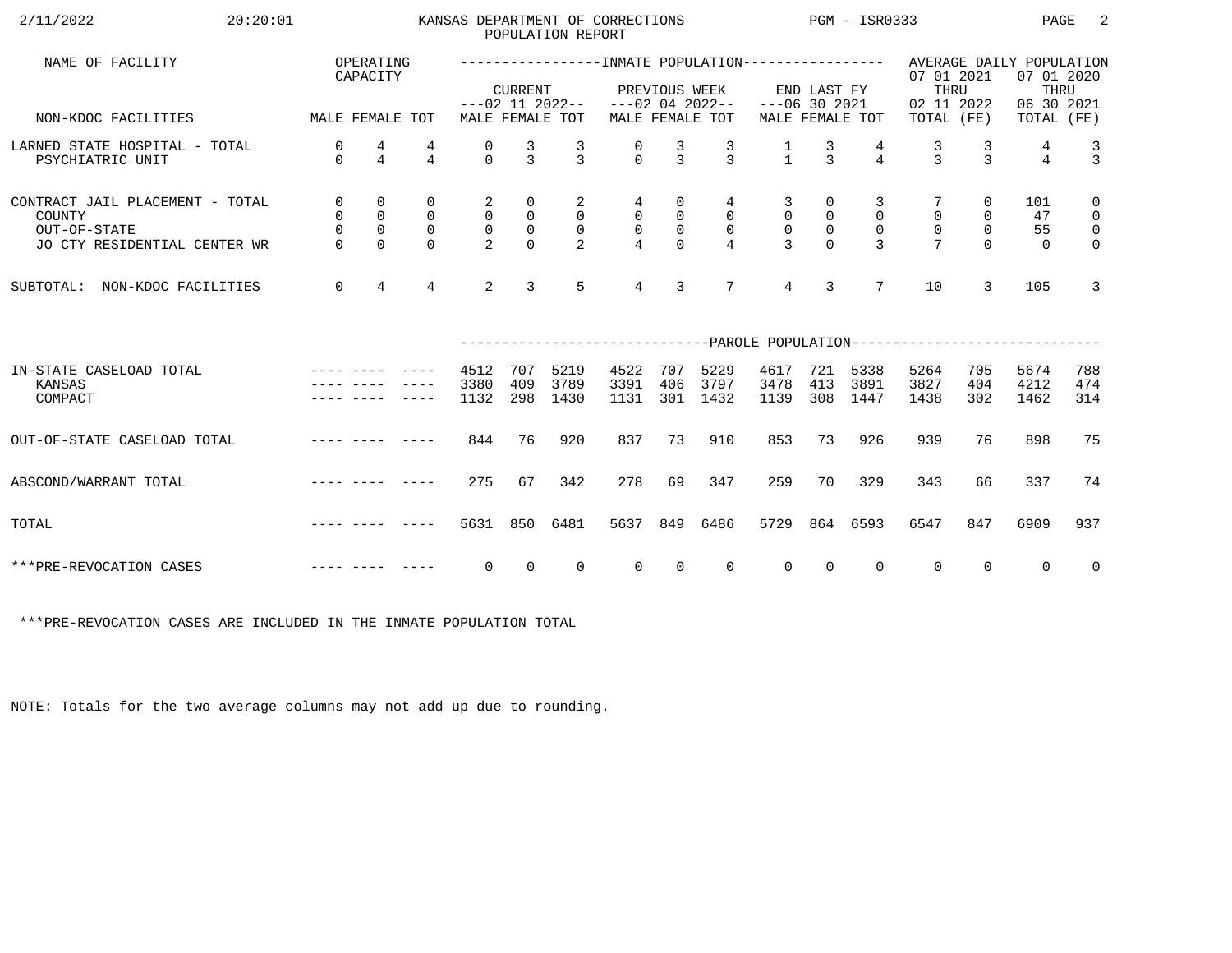KANSAS DEPARTMENT OF CORRECTIONS
POPULATION REPORT

| NAME OF FACILITY | OPERATING CAPACITY | | | INMATE POPULATION | | | | | | | | | AVERAGE DAILY POPULATION | | | |
|---|---|---|---|---|---|---|---|---|---|---|---|---|---|---|---|---|
| | | | | CURRENT ---02 11 2022-- | | | PREVIOUS WEEK ---02 04 2022-- | | | END LAST FY ---06 30 2021 | | | 07 01 2021 THRU 02 11 2022 | | 07 01 2020 THRU 06 30 2021 | |
| NON-KDOC FACILITIES | MALE | FEMALE | TOT | MALE | FEMALE | TOT | MALE | FEMALE | TOT | MALE | FEMALE | TOT | TOTAL | (FE) | TOTAL | (FE) |
| LARNED STATE HOSPITAL - TOTAL | 0 | 4 | 4 | 0 | 3 | 3 | 0 | 3 | 3 | 1 | 3 | 4 | 3 | 3 | 4 | 3 |
| PSYCHIATRIC UNIT | 0 | 4 | 4 | 0 | 3 | 3 | 0 | 3 | 3 | 1 | 3 | 4 | 3 | 3 | 4 | 3 |
| CONTRACT JAIL PLACEMENT - TOTAL | 0 | 0 | 0 | 2 | 0 | 2 | 4 | 0 | 4 | 3 | 0 | 3 | 7 | 0 | 101 | 0 |
| COUNTY | 0 | 0 | 0 | 0 | 0 | 0 | 0 | 0 | 0 | 0 | 0 | 0 | 0 | 0 | 47 | 0 |
| OUT-OF-STATE | 0 | 0 | 0 | 0 | 0 | 0 | 0 | 0 | 0 | 0 | 0 | 0 | 0 | 0 | 55 | 0 |
| JO CTY RESIDENTIAL CENTER WR | 0 | 0 | 0 | 2 | 0 | 2 | 4 | 0 | 4 | 3 | 0 | 3 | 7 | 0 | 0 | 0 |
| SUBTOTAL: NON-KDOC FACILITIES | 0 | 4 | 4 | 2 | 3 | 5 | 4 | 3 | 7 | 4 | 3 | 7 | 10 | 3 | 105 | 3 |

| | | | | PAROLE POPULATION | | | | | | | | | | | | |
|---|---|---|---|---|---|---|---|---|---|---|---|---|---|---|---|---|
| IN-STATE CASELOAD TOTAL | ---- | ---- | ---- | 4512 | 707 | 5219 | 4522 | 707 | 5229 | 4617 | 721 | 5338 | 5264 | 705 | 5674 | 788 |
| KANSAS | ---- | ---- | ---- | 3380 | 409 | 3789 | 3391 | 406 | 3797 | 3478 | 413 | 3891 | 3827 | 404 | 4212 | 474 |
| COMPACT | ---- | ---- | ---- | 1132 | 298 | 1430 | 1131 | 301 | 1432 | 1139 | 308 | 1447 | 1438 | 302 | 1462 | 314 |
| OUT-OF-STATE CASELOAD TOTAL | ---- | ---- | ---- | 844 | 76 | 920 | 837 | 73 | 910 | 853 | 73 | 926 | 939 | 76 | 898 | 75 |
| ABSCOND/WARRANT TOTAL | ---- | ---- | ---- | 275 | 67 | 342 | 278 | 69 | 347 | 259 | 70 | 329 | 343 | 66 | 337 | 74 |
| TOTAL | ---- | ---- | ---- | 5631 | 850 | 6481 | 5637 | 849 | 6486 | 5729 | 864 | 6593 | 6547 | 847 | 6909 | 937 |
| ***PRE-REVOCATION CASES | ---- | ---- | ---- | 0 | 0 | 0 | 0 | 0 | 0 | 0 | 0 | 0 | 0 | 0 | 0 | 0 |

***PRE-REVOCATION CASES ARE INCLUDED IN THE INMATE POPULATION TOTAL

NOTE: Totals for the two average columns may not add up due to rounding.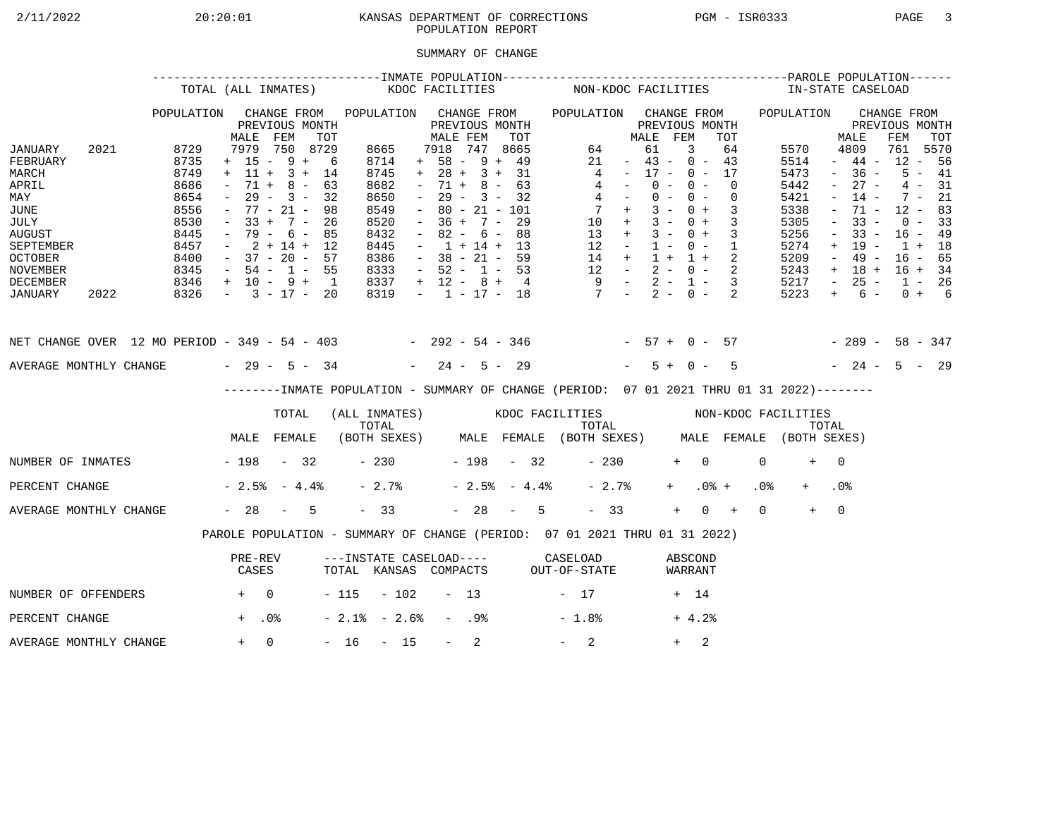KANSAS DEPARTMENT OF CORRECTIONS
POPULATION REPORT

## SUMMARY OF CHANGE

| | INMATE POPULATION | | | | | | | | | | | | PAROLE POPULATION | | | |
|---|---|---|---|---|---|---|---|---|---|---|---|---|---|---|---|---|
| | TOTAL (ALL INMATES) | | | | KDOC FACILITIES | | | | NON-KDOC FACILITIES | | | | IN-STATE CASELOAD | | | |
| | POPULATION | CHANGE FROM PREVIOUS MONTH | | | POPULATION | CHANGE FROM PREVIOUS MONTH | | | POPULATION | CHANGE FROM PREVIOUS MONTH | | | POPULATION | CHANGE FROM PREVIOUS MONTH | | |
| | | MALE | FEM | TOT | | MALE | FEM | TOT | | MALE | FEM | TOT | | MALE | FEM | TOT |
| JANUARY 2021 | 8729 | 7979 | 750 | 8729 | 8665 | 7918 | 747 | 8665 | 64 | 61 | 3 | 64 | 5570 | 4809 | 761 | 5570 |
| FEBRUARY | 8735 | + 15 | - 9 | + 6 | 8714 | + 58 | - 9 | + 49 | 21 | - 43 | - 0 | - 43 | 5514 | - 44 | - 12 | - 56 |
| MARCH | 8749 | + 11 | + 3 | + 14 | 8745 | + 28 | + 3 | + 31 | 4 | - 17 | - 0 | - 17 | 5473 | - 36 | - 5 | - 41 |
| APRIL | 8686 | - 71 | + 8 | - 63 | 8682 | - 71 | + 8 | - 63 | 4 | - 0 | - 0 | - 0 | 5442 | - 27 | - 4 | - 31 |
| MAY | 8654 | - 29 | - 3 | - 32 | 8650 | - 29 | - 3 | - 32 | 4 | - 0 | - 0 | - 0 | 5421 | - 14 | - 7 | - 21 |
| JUNE | 8556 | - 77 | - 21 | - 98 | 8549 | - 80 | - 21 | - 101 | 7 | + 3 | - 0 | + 3 | 5338 | - 71 | - 12 | - 83 |
| JULY | 8530 | - 33 | + 7 | - 26 | 8520 | - 36 | + 7 | - 29 | 10 | + 3 | - 0 | + 3 | 5305 | - 33 | - 0 | - 33 |
| AUGUST | 8445 | - 79 | - 6 | - 85 | 8432 | - 82 | - 6 | - 88 | 13 | + 3 | - 0 | + 3 | 5256 | - 33 | - 16 | - 49 |
| SEPTEMBER | 8457 | - 2 | + 14 | + 12 | 8445 | - 1 | + 14 | + 13 | 12 | - 1 | - 0 | - 1 | 5274 | + 19 | - 1 | + 18 |
| OCTOBER | 8400 | - 37 | - 20 | - 57 | 8386 | - 38 | - 21 | - 59 | 14 | + 1 | + 1 | + 2 | 5209 | - 49 | - 16 | - 65 |
| NOVEMBER | 8345 | - 54 | - 1 | - 55 | 8333 | - 52 | - 1 | - 53 | 12 | - 2 | - 0 | - 2 | 5243 | + 18 | + 16 | + 34 |
| DECEMBER | 8346 | + 10 | - 9 | + 1 | 8337 | + 12 | - 8 | + 4 | 9 | - 2 | - 1 | - 3 | 5217 | - 25 | - 1 | - 26 |
| JANUARY 2022 | 8326 | - 3 | - 17 | - 20 | 8319 | - 1 | - 17 | - 18 | 7 | - 2 | - 0 | - 2 | 5223 | + 6 | - 0 | + 6 |
| NET CHANGE OVER 12 MO PERIOD | | - 349 | - 54 | - 403 | | - 292 | - 54 | - 346 | | - 57 | + 0 | - 57 | | - 289 | - 58 | - 347 |
| AVERAGE MONTHLY CHANGE | | - 29 | - 5 | - 34 | | - 24 | - 5 | - 29 | | - 5 | + 0 | - 5 | | - 24 | - 5 | - 29 |

### INMATE POPULATION - SUMMARY OF CHANGE (PERIOD: 07 01 2021 THRU 01 31 2022)

| | TOTAL (ALL INMATES) | | | KDOC FACILITIES | | | NON-KDOC FACILITIES | | |
|---|---|---|---|---|---|---|---|---|---|
| | MALE | FEMALE | TOTAL (BOTH SEXES) | MALE | FEMALE | TOTAL (BOTH SEXES) | MALE | FEMALE | TOTAL (BOTH SEXES) |
| NUMBER OF INMATES | - 198 | - 32 | - 230 | - 198 | - 32 | - 230 | + 0 | 0 | + 0 |
| PERCENT CHANGE | - 2.5% | - 4.4% | - 2.7% | - 2.5% | - 4.4% | - 2.7% | + .0% | + .0% | + .0% |
| AVERAGE MONTHLY CHANGE | - 28 | - 5 | - 33 | - 28 | - 5 | - 33 | + 0 | + 0 | + 0 |

### PAROLE POPULATION - SUMMARY OF CHANGE (PERIOD: 07 01 2021 THRU 01 31 2022)

| | PRE-REV CASES | ---INSTATE CASELOAD---- TOTAL | KANSAS | COMPACTS | CASELOAD OUT-OF-STATE | ABSCOND WARRANT |
|---|---|---|---|---|---|---|
| NUMBER OF OFFENDERS | + 0 | - 115 | - 102 | - 13 | - 17 | + 14 |
| PERCENT CHANGE | + .0% | - 2.1% | - 2.6% | - .9% | - 1.8% | + 4.2% |
| AVERAGE MONTHLY CHANGE | + 0 | - 16 | - 15 | - 2 | - 2 | + 2 |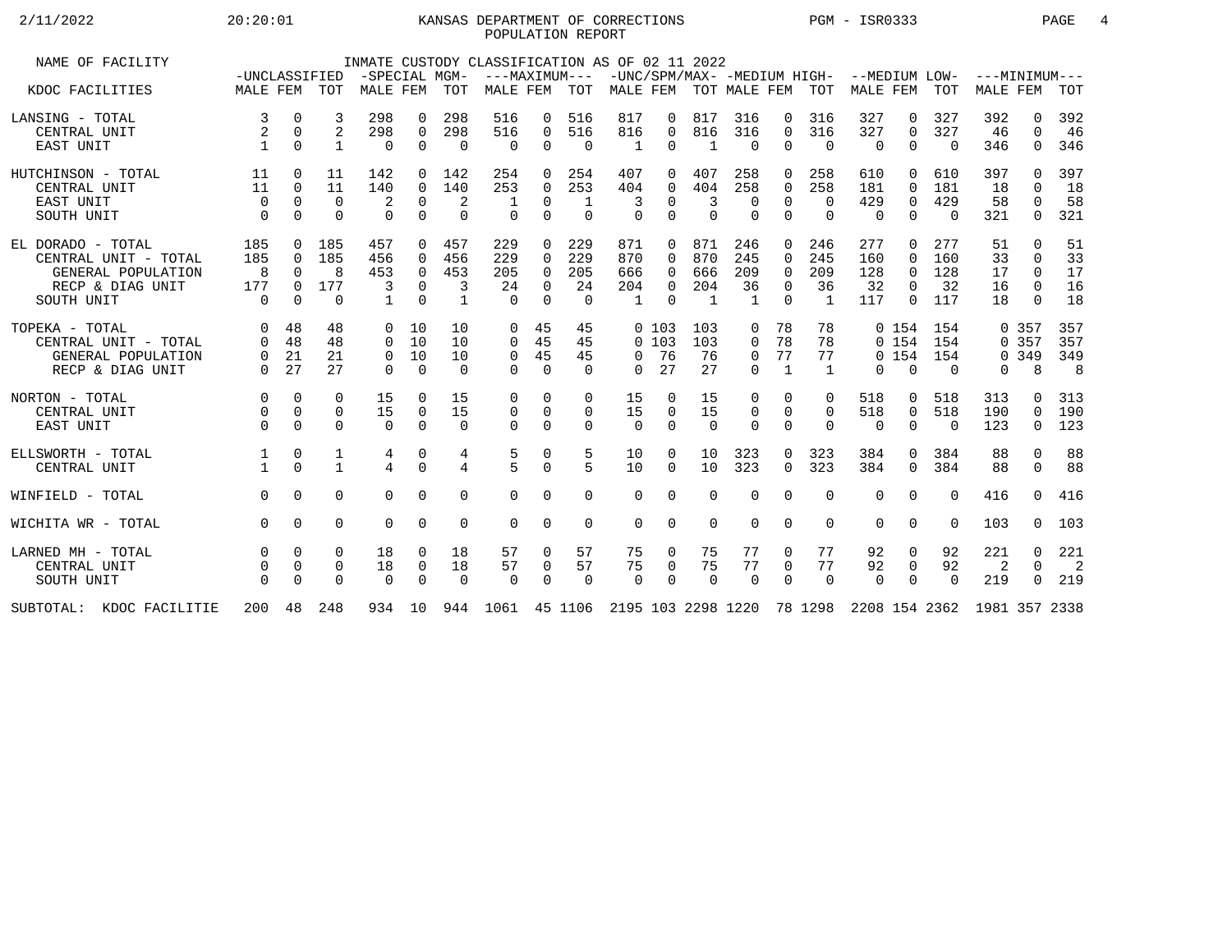# KANSAS DEPARTMENT OF CORRECTIONS
## POPULATION REPORT

2/11/2022 20:20:01 PGM - ISR0333

INMATE CUSTODY CLASSIFICATION AS OF 02 11 2022

| NAME OF FACILITY | -UNCLASSIFIED | | | -SPECIAL MGM- | | | ---MAXIMUM--- | | | -UNC/SPM/MAX- | | | -MEDIUM HIGH- | | | --MEDIUM LOW- | | | ---MINIMUM--- | | |
|---|---|---|---|---|---|---|---|---|---|---|---|---|---|---|---|---|---|---|---|---|---|
| KDOC FACILITIES | MALE | FEM | TOT | MALE | FEM | TOT | MALE | FEM | TOT | MALE | FEM | TOT | MALE | FEM | TOT | MALE | FEM | TOT | MALE | FEM | TOT |
| LANSING - TOTAL | 3 | 0 | 3 | 298 | 0 | 298 | 516 | 0 | 516 | 817 | 0 | 817 | 316 | 0 | 316 | 327 | 0 | 327 | 392 | 0 | 392 |
| CENTRAL UNIT | 2 | 0 | 2 | 298 | 0 | 298 | 516 | 0 | 516 | 816 | 0 | 816 | 316 | 0 | 316 | 327 | 0 | 327 | 46 | 0 | 46 |
| EAST UNIT | 1 | 0 | 1 | 0 | 0 | 0 | 0 | 0 | 0 | 1 | 0 | 1 | 0 | 0 | 0 | 0 | 0 | 0 | 346 | 0 | 346 |
| HUTCHINSON - TOTAL | 11 | 0 | 11 | 142 | 0 | 142 | 254 | 0 | 254 | 407 | 0 | 407 | 258 | 0 | 258 | 610 | 0 | 610 | 397 | 0 | 397 |
| CENTRAL UNIT | 11 | 0 | 11 | 140 | 0 | 140 | 253 | 0 | 253 | 404 | 0 | 404 | 258 | 0 | 258 | 181 | 0 | 181 | 18 | 0 | 18 |
| EAST UNIT | 0 | 0 | 0 | 2 | 0 | 2 | 1 | 0 | 1 | 3 | 0 | 3 | 0 | 0 | 0 | 429 | 0 | 429 | 58 | 0 | 58 |
| SOUTH UNIT | 0 | 0 | 0 | 0 | 0 | 0 | 0 | 0 | 0 | 0 | 0 | 0 | 0 | 0 | 0 | 0 | 0 | 0 | 321 | 0 | 321 |
| EL DORADO - TOTAL | 185 | 0 | 185 | 457 | 0 | 457 | 229 | 0 | 229 | 871 | 0 | 871 | 246 | 0 | 246 | 277 | 0 | 277 | 51 | 0 | 51 |
| CENTRAL UNIT - TOTAL | 185 | 0 | 185 | 456 | 0 | 456 | 229 | 0 | 229 | 870 | 0 | 870 | 245 | 0 | 245 | 160 | 0 | 160 | 33 | 0 | 33 |
| GENERAL POPULATION | 8 | 0 | 8 | 453 | 0 | 453 | 205 | 0 | 205 | 666 | 0 | 666 | 209 | 0 | 209 | 128 | 0 | 128 | 17 | 0 | 17 |
| RECP & DIAG UNIT | 177 | 0 | 177 | 3 | 0 | 3 | 24 | 0 | 24 | 204 | 0 | 204 | 36 | 0 | 36 | 32 | 0 | 32 | 16 | 0 | 16 |
| SOUTH UNIT | 0 | 0 | 0 | 1 | 0 | 1 | 0 | 0 | 0 | 1 | 0 | 1 | 1 | 0 | 1 | 117 | 0 | 117 | 18 | 0 | 18 |
| TOPEKA - TOTAL | 0 | 48 | 48 | 0 | 10 | 10 | 0 | 45 | 45 | 0 | 103 | 103 | 0 | 78 | 78 | 0 | 154 | 154 | 0 | 357 | 357 |
| CENTRAL UNIT - TOTAL | 0 | 48 | 48 | 0 | 10 | 10 | 0 | 45 | 45 | 0 | 103 | 103 | 0 | 78 | 78 | 0 | 154 | 154 | 0 | 357 | 357 |
| GENERAL POPULATION | 0 | 21 | 21 | 0 | 10 | 10 | 0 | 45 | 45 | 0 | 76 | 76 | 0 | 77 | 77 | 0 | 154 | 154 | 0 | 349 | 349 |
| RECP & DIAG UNIT | 0 | 27 | 27 | 0 | 0 | 0 | 0 | 0 | 0 | 0 | 27 | 27 | 0 | 1 | 1 | 0 | 0 | 0 | 0 | 8 | 8 |
| NORTON - TOTAL | 0 | 0 | 0 | 15 | 0 | 15 | 0 | 0 | 0 | 15 | 0 | 15 | 0 | 0 | 0 | 518 | 0 | 518 | 313 | 0 | 313 |
| CENTRAL UNIT | 0 | 0 | 0 | 15 | 0 | 15 | 0 | 0 | 0 | 15 | 0 | 15 | 0 | 0 | 0 | 518 | 0 | 518 | 190 | 0 | 190 |
| EAST UNIT | 0 | 0 | 0 | 0 | 0 | 0 | 0 | 0 | 0 | 0 | 0 | 0 | 0 | 0 | 0 | 0 | 0 | 0 | 123 | 0 | 123 |
| ELLSWORTH - TOTAL | 1 | 0 | 1 | 4 | 0 | 4 | 5 | 0 | 5 | 10 | 0 | 10 | 323 | 0 | 323 | 384 | 0 | 384 | 88 | 0 | 88 |
| CENTRAL UNIT | 1 | 0 | 1 | 4 | 0 | 4 | 5 | 0 | 5 | 10 | 0 | 10 | 323 | 0 | 323 | 384 | 0 | 384 | 88 | 0 | 88 |
| WINFIELD - TOTAL | 0 | 0 | 0 | 0 | 0 | 0 | 0 | 0 | 0 | 0 | 0 | 0 | 0 | 0 | 0 | 0 | 0 | 0 | 416 | 0 | 416 |
| WICHITA WR - TOTAL | 0 | 0 | 0 | 0 | 0 | 0 | 0 | 0 | 0 | 0 | 0 | 0 | 0 | 0 | 0 | 0 | 0 | 0 | 103 | 0 | 103 |
| LARNED MH - TOTAL | 0 | 0 | 0 | 18 | 0 | 18 | 57 | 0 | 57 | 75 | 0 | 75 | 77 | 0 | 77 | 92 | 0 | 92 | 221 | 0 | 221 |
| CENTRAL UNIT | 0 | 0 | 0 | 18 | 0 | 18 | 57 | 0 | 57 | 75 | 0 | 75 | 77 | 0 | 77 | 92 | 0 | 92 | 2 | 0 | 2 |
| SOUTH UNIT | 0 | 0 | 0 | 0 | 0 | 0 | 0 | 0 | 0 | 0 | 0 | 0 | 0 | 0 | 0 | 0 | 0 | 0 | 219 | 0 | 219 |
| SUBTOTAL: KDOC FACILITIE | 200 | 48 | 248 | 934 | 10 | 944 | 1061 | 45 | 1106 | 2195 | 103 | 2298 | 1220 | 78 | 1298 | 2208 | 154 | 2362 | 1981 | 357 | 2338 |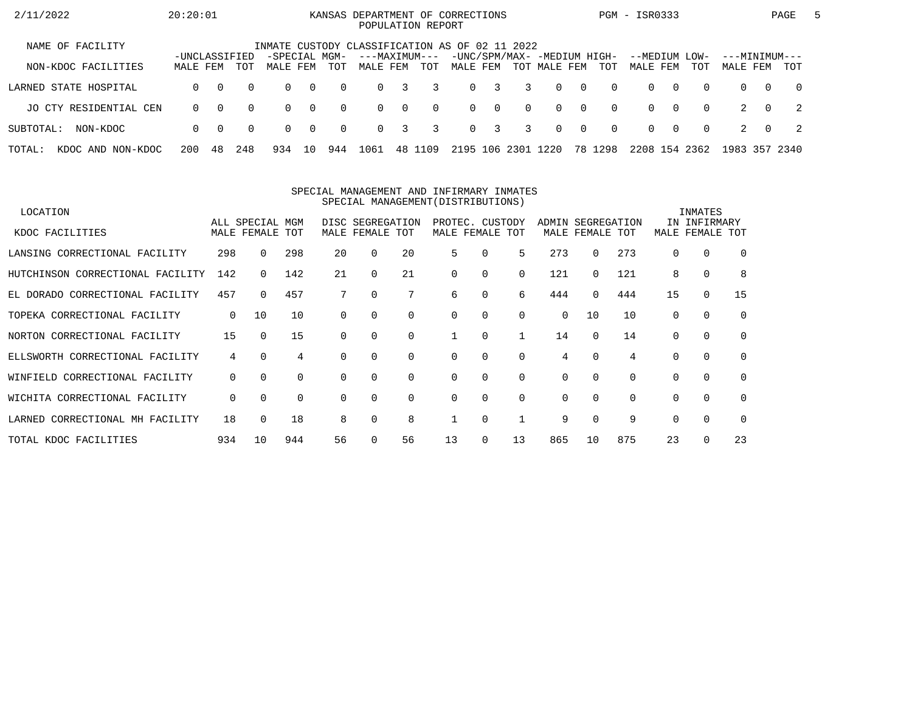KANSAS DEPARTMENT OF CORRECTIONS
POPULATION REPORT

2/11/2022 20:20:01 PGM - ISR0333

INMATE CUSTODY CLASSIFICATION AS OF 02 11 2022

| NAME OF FACILITY / NON-KDOC FACILITIES | -UNCLASSIFIED- | | | -SPECIAL MGM- | | | ---MAXIMUM--- | | | -UNC/SPM/MAX- | | | -MEDIUM HIGH- | | | --MEDIUM LOW- | | | ---MINIMUM--- | | |
|---|---|---|---|---|---|---|---|---|---|---|---|---|---|---|---|---|---|---|---|---|---|
| | MALE | FEM | TOT | MALE | FEM | TOT | MALE | FEM | TOT | MALE | FEM | TOT | MALE | FEM | TOT | MALE | FEM | TOT | MALE | FEM | TOT |
| LARNED STATE HOSPITAL | 0 | 0 | 0 | 0 | 0 | 0 | 0 | 3 | 3 | 0 | 3 | 3 | 0 | 0 | 0 | 0 | 0 | 0 | 0 | 0 | 0 |
| JO CTY RESIDENTIAL CEN | 0 | 0 | 0 | 0 | 0 | 0 | 0 | 0 | 0 | 0 | 0 | 0 | 0 | 0 | 0 | 0 | 0 | 0 | 2 | 0 | 2 |
| SUBTOTAL: NON-KDOC | 0 | 0 | 0 | 0 | 0 | 0 | 0 | 3 | 3 | 0 | 3 | 3 | 0 | 0 | 0 | 0 | 0 | 0 | 2 | 0 | 2 |
| TOTAL: KDOC AND NON-KDOC | 200 | 48 | 248 | 934 | 10 | 944 | 1061 | 48 | 1109 | 2195 | 106 | 2301 | 1220 | 78 | 1298 | 2208 | 154 | 2362 | 1983 | 357 | 2340 |

SPECIAL MANAGEMENT AND INFIRMARY INMATES
SPECIAL MANAGEMENT(DISTRIBUTIONS)

| LOCATION / KDOC FACILITIES | ALL SPECIAL MGM | | | DISC SEGREGATION | | | PROTEC. CUSTODY | | | ADMIN SEGREGATION | | | INMATES IN INFIRMARY | | |
|---|---|---|---|---|---|---|---|---|---|---|---|---|---|---|---|
| | MALE | FEMALE | TOT | MALE | FEMALE | TOT | MALE | FEMALE | TOT | MALE | FEMALE | TOT | MALE | FEMALE | TOT |
| LANSING CORRECTIONAL FACILITY | 298 | 0 | 298 | 20 | 0 | 20 | 5 | 0 | 5 | 273 | 0 | 273 | 0 | 0 | 0 |
| HUTCHINSON CORRECTIONAL FACILITY | 142 | 0 | 142 | 21 | 0 | 21 | 0 | 0 | 0 | 121 | 0 | 121 | 8 | 0 | 8 |
| EL DORADO CORRECTIONAL FACILITY | 457 | 0 | 457 | 7 | 0 | 7 | 6 | 0 | 6 | 444 | 0 | 444 | 15 | 0 | 15 |
| TOPEKA CORRECTIONAL FACILITY | 0 | 10 | 10 | 0 | 0 | 0 | 0 | 0 | 0 | 0 | 10 | 10 | 0 | 0 | 0 |
| NORTON CORRECTIONAL FACILITY | 15 | 0 | 15 | 0 | 0 | 0 | 1 | 0 | 1 | 14 | 0 | 14 | 0 | 0 | 0 |
| ELLSWORTH CORRECTIONAL FACILITY | 4 | 0 | 4 | 0 | 0 | 0 | 0 | 0 | 0 | 4 | 0 | 4 | 0 | 0 | 0 |
| WINFIELD CORRECTIONAL FACILITY | 0 | 0 | 0 | 0 | 0 | 0 | 0 | 0 | 0 | 0 | 0 | 0 | 0 | 0 | 0 |
| WICHITA CORRECTIONAL FACILITY | 0 | 0 | 0 | 0 | 0 | 0 | 0 | 0 | 0 | 0 | 0 | 0 | 0 | 0 | 0 |
| LARNED CORRECTIONAL MH FACILITY | 18 | 0 | 18 | 8 | 0 | 8 | 1 | 0 | 1 | 9 | 0 | 9 | 0 | 0 | 0 |
| TOTAL KDOC FACILITIES | 934 | 10 | 944 | 56 | 0 | 56 | 13 | 0 | 13 | 865 | 10 | 875 | 23 | 0 | 23 |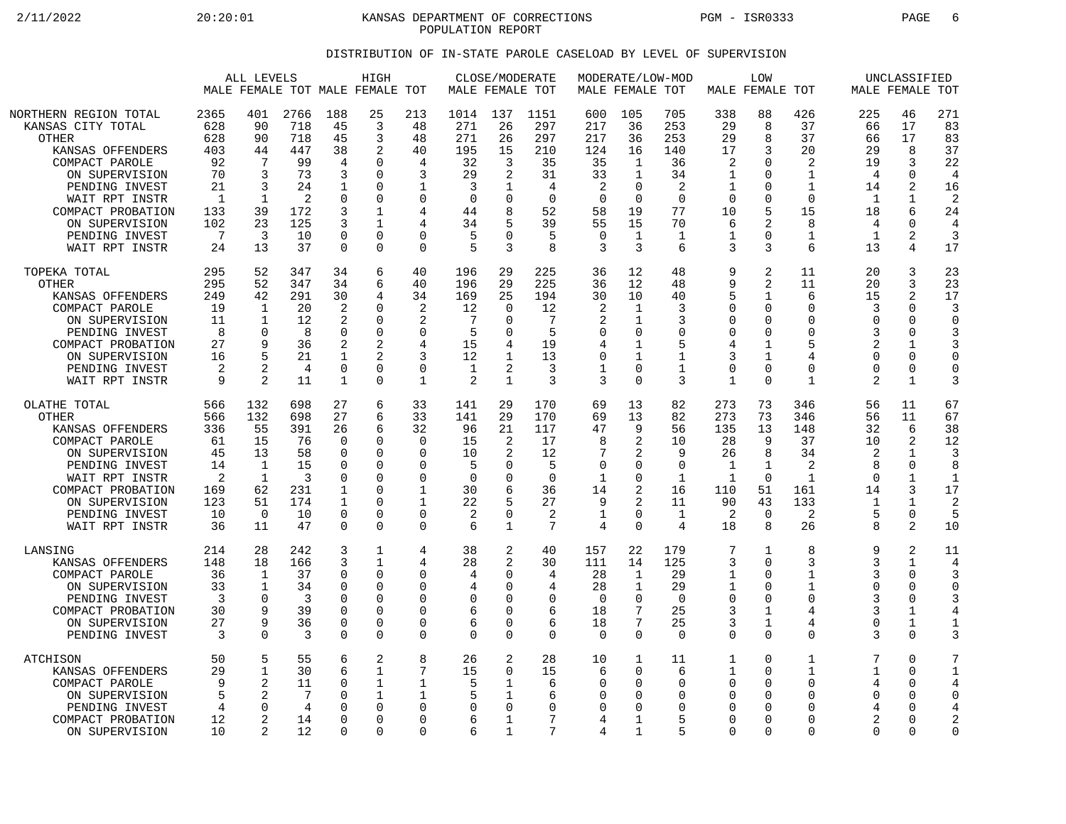KANSAS DEPARTMENT OF CORRECTIONS
POPULATION REPORT

DISTRIBUTION OF IN-STATE PAROLE CASELOAD BY LEVEL OF SUPERVISION

| | ALL LEVELS | | | HIGH | | | CLOSE/MODERATE | | | MODERATE/LOW-MOD | | | LOW | | | UNCLASSIFIED | | |
|---|---|---|---|---|---|---|---|---|---|---|---|---|---|---|---|---|---|---|
| | MALE | FEMALE | TOT | MALE | FEMALE | TOT | MALE | FEMALE | TOT | MALE | FEMALE | TOT | MALE | FEMALE | TOT | MALE | FEMALE | TOT |
| NORTHERN REGION TOTAL | 2365 | 401 | 2766 | 188 | 25 | 213 | 1014 | 137 | 1151 | 600 | 105 | 705 | 338 | 88 | 426 | 225 | 46 | 271 |
| KANSAS CITY TOTAL | 628 | 90 | 718 | 45 | 3 | 48 | 271 | 26 | 297 | 217 | 36 | 253 | 29 | 8 | 37 | 66 | 17 | 83 |
| OTHER | 628 | 90 | 718 | 45 | 3 | 48 | 271 | 26 | 297 | 217 | 36 | 253 | 29 | 8 | 37 | 66 | 17 | 83 |
| KANSAS OFFENDERS | 403 | 44 | 447 | 38 | 2 | 40 | 195 | 15 | 210 | 124 | 16 | 140 | 17 | 3 | 20 | 29 | 8 | 37 |
| COMPACT PAROLE | 92 | 7 | 99 | 4 | 0 | 4 | 32 | 3 | 35 | 35 | 1 | 36 | 2 | 0 | 2 | 19 | 3 | 22 |
| ON SUPERVISION | 70 | 3 | 73 | 3 | 0 | 3 | 29 | 2 | 31 | 33 | 1 | 34 | 1 | 0 | 1 | 4 | 0 | 4 |
| PENDING INVEST | 21 | 3 | 24 | 1 | 0 | 1 | 3 | 1 | 4 | 2 | 0 | 2 | 1 | 0 | 1 | 14 | 2 | 16 |
| WAIT RPT INSTR | 1 | 1 | 2 | 0 | 0 | 0 | 0 | 0 | 0 | 0 | 0 | 0 | 0 | 0 | 0 | 1 | 1 | 2 |
| COMPACT PROBATION | 133 | 39 | 172 | 3 | 1 | 4 | 44 | 8 | 52 | 58 | 19 | 77 | 10 | 5 | 15 | 18 | 6 | 24 |
| ON SUPERVISION | 102 | 23 | 125 | 3 | 1 | 4 | 34 | 5 | 39 | 55 | 15 | 70 | 6 | 2 | 8 | 4 | 0 | 4 |
| PENDING INVEST | 7 | 3 | 10 | 0 | 0 | 0 | 5 | 0 | 5 | 0 | 1 | 1 | 1 | 0 | 1 | 1 | 2 | 3 |
| WAIT RPT INSTR | 24 | 13 | 37 | 0 | 0 | 0 | 5 | 3 | 8 | 3 | 3 | 6 | 3 | 3 | 6 | 13 | 4 | 17 |
| TOPEKA TOTAL | 295 | 52 | 347 | 34 | 6 | 40 | 196 | 29 | 225 | 36 | 12 | 48 | 9 | 2 | 11 | 20 | 3 | 23 |
| OTHER | 295 | 52 | 347 | 34 | 6 | 40 | 196 | 29 | 225 | 36 | 12 | 48 | 9 | 2 | 11 | 20 | 3 | 23 |
| KANSAS OFFENDERS | 249 | 42 | 291 | 30 | 4 | 34 | 169 | 25 | 194 | 30 | 10 | 40 | 5 | 1 | 6 | 15 | 2 | 17 |
| COMPACT PAROLE | 19 | 1 | 20 | 2 | 0 | 2 | 12 | 0 | 12 | 2 | 1 | 3 | 0 | 0 | 0 | 3 | 0 | 3 |
| ON SUPERVISION | 11 | 1 | 12 | 2 | 0 | 2 | 7 | 0 | 7 | 2 | 1 | 3 | 0 | 0 | 0 | 0 | 0 | 0 |
| PENDING INVEST | 8 | 0 | 8 | 0 | 0 | 0 | 5 | 0 | 5 | 0 | 0 | 0 | 0 | 0 | 0 | 3 | 0 | 3 |
| COMPACT PROBATION | 27 | 9 | 36 | 2 | 2 | 4 | 15 | 4 | 19 | 4 | 1 | 5 | 4 | 1 | 5 | 2 | 1 | 3 |
| ON SUPERVISION | 16 | 5 | 21 | 1 | 2 | 3 | 12 | 1 | 13 | 0 | 1 | 1 | 3 | 1 | 4 | 0 | 0 | 0 |
| PENDING INVEST | 2 | 2 | 4 | 0 | 0 | 0 | 1 | 2 | 3 | 1 | 0 | 1 | 0 | 0 | 0 | 0 | 0 | 0 |
| WAIT RPT INSTR | 9 | 2 | 11 | 1 | 0 | 1 | 2 | 1 | 3 | 3 | 0 | 3 | 1 | 0 | 1 | 2 | 1 | 3 |
| OLATHE TOTAL | 566 | 132 | 698 | 27 | 6 | 33 | 141 | 29 | 170 | 69 | 13 | 82 | 273 | 73 | 346 | 56 | 11 | 67 |
| OTHER | 566 | 132 | 698 | 27 | 6 | 33 | 141 | 29 | 170 | 69 | 13 | 82 | 273 | 73 | 346 | 56 | 11 | 67 |
| KANSAS OFFENDERS | 336 | 55 | 391 | 26 | 6 | 32 | 96 | 21 | 117 | 47 | 9 | 56 | 135 | 13 | 148 | 32 | 6 | 38 |
| COMPACT PAROLE | 61 | 15 | 76 | 0 | 0 | 0 | 15 | 2 | 17 | 8 | 2 | 10 | 28 | 9 | 37 | 10 | 2 | 12 |
| ON SUPERVISION | 45 | 13 | 58 | 0 | 0 | 0 | 10 | 2 | 12 | 7 | 2 | 9 | 26 | 8 | 34 | 2 | 1 | 3 |
| PENDING INVEST | 14 | 1 | 15 | 0 | 0 | 0 | 5 | 0 | 5 | 0 | 0 | 0 | 1 | 1 | 2 | 8 | 0 | 8 |
| WAIT RPT INSTR | 2 | 1 | 3 | 0 | 0 | 0 | 0 | 0 | 0 | 1 | 0 | 1 | 1 | 0 | 1 | 0 | 1 | 1 |
| COMPACT PROBATION | 169 | 62 | 231 | 1 | 0 | 1 | 30 | 6 | 36 | 14 | 2 | 16 | 110 | 51 | 161 | 14 | 3 | 17 |
| ON SUPERVISION | 123 | 51 | 174 | 1 | 0 | 1 | 22 | 5 | 27 | 9 | 2 | 11 | 90 | 43 | 133 | 1 | 1 | 2 |
| PENDING INVEST | 10 | 0 | 10 | 0 | 0 | 0 | 2 | 0 | 2 | 1 | 0 | 1 | 2 | 0 | 2 | 5 | 0 | 5 |
| WAIT RPT INSTR | 36 | 11 | 47 | 0 | 0 | 0 | 6 | 1 | 7 | 4 | 0 | 4 | 18 | 8 | 26 | 8 | 2 | 10 |
| LANSING | 214 | 28 | 242 | 3 | 1 | 4 | 38 | 2 | 40 | 157 | 22 | 179 | 7 | 1 | 8 | 9 | 2 | 11 |
| KANSAS OFFENDERS | 148 | 18 | 166 | 3 | 1 | 4 | 28 | 2 | 30 | 111 | 14 | 125 | 3 | 0 | 3 | 3 | 1 | 4 |
| COMPACT PAROLE | 36 | 1 | 37 | 0 | 0 | 0 | 4 | 0 | 4 | 28 | 1 | 29 | 1 | 0 | 1 | 3 | 0 | 3 |
| ON SUPERVISION | 33 | 1 | 34 | 0 | 0 | 0 | 4 | 0 | 4 | 28 | 1 | 29 | 1 | 0 | 1 | 0 | 0 | 0 |
| PENDING INVEST | 3 | 0 | 3 | 0 | 0 | 0 | 0 | 0 | 0 | 0 | 0 | 0 | 0 | 0 | 0 | 3 | 0 | 3 |
| COMPACT PROBATION | 30 | 9 | 39 | 0 | 0 | 0 | 6 | 0 | 6 | 18 | 7 | 25 | 3 | 1 | 4 | 3 | 1 | 4 |
| ON SUPERVISION | 27 | 9 | 36 | 0 | 0 | 0 | 6 | 0 | 6 | 18 | 7 | 25 | 3 | 1 | 4 | 0 | 1 | 1 |
| PENDING INVEST | 3 | 0 | 3 | 0 | 0 | 0 | 0 | 0 | 0 | 0 | 0 | 0 | 0 | 0 | 0 | 3 | 0 | 3 |
| ATCHISON | 50 | 5 | 55 | 6 | 2 | 8 | 26 | 2 | 28 | 10 | 1 | 11 | 1 | 0 | 1 | 7 | 0 | 7 |
| KANSAS OFFENDERS | 29 | 1 | 30 | 6 | 1 | 7 | 15 | 0 | 15 | 6 | 0 | 6 | 1 | 0 | 1 | 1 | 0 | 1 |
| COMPACT PAROLE | 9 | 2 | 11 | 0 | 1 | 1 | 5 | 1 | 6 | 0 | 0 | 0 | 0 | 0 | 0 | 4 | 0 | 4 |
| ON SUPERVISION | 5 | 2 | 7 | 0 | 1 | 1 | 5 | 1 | 6 | 0 | 0 | 0 | 0 | 0 | 0 | 0 | 0 | 0 |
| PENDING INVEST | 4 | 0 | 4 | 0 | 0 | 0 | 0 | 0 | 0 | 0 | 0 | 0 | 0 | 0 | 0 | 4 | 0 | 4 |
| COMPACT PROBATION | 12 | 2 | 14 | 0 | 0 | 0 | 6 | 1 | 7 | 4 | 1 | 5 | 0 | 0 | 0 | 2 | 0 | 2 |
| ON SUPERVISION | 10 | 2 | 12 | 0 | 0 | 0 | 6 | 1 | 7 | 4 | 1 | 5 | 0 | 0 | 0 | 0 | 0 | 0 |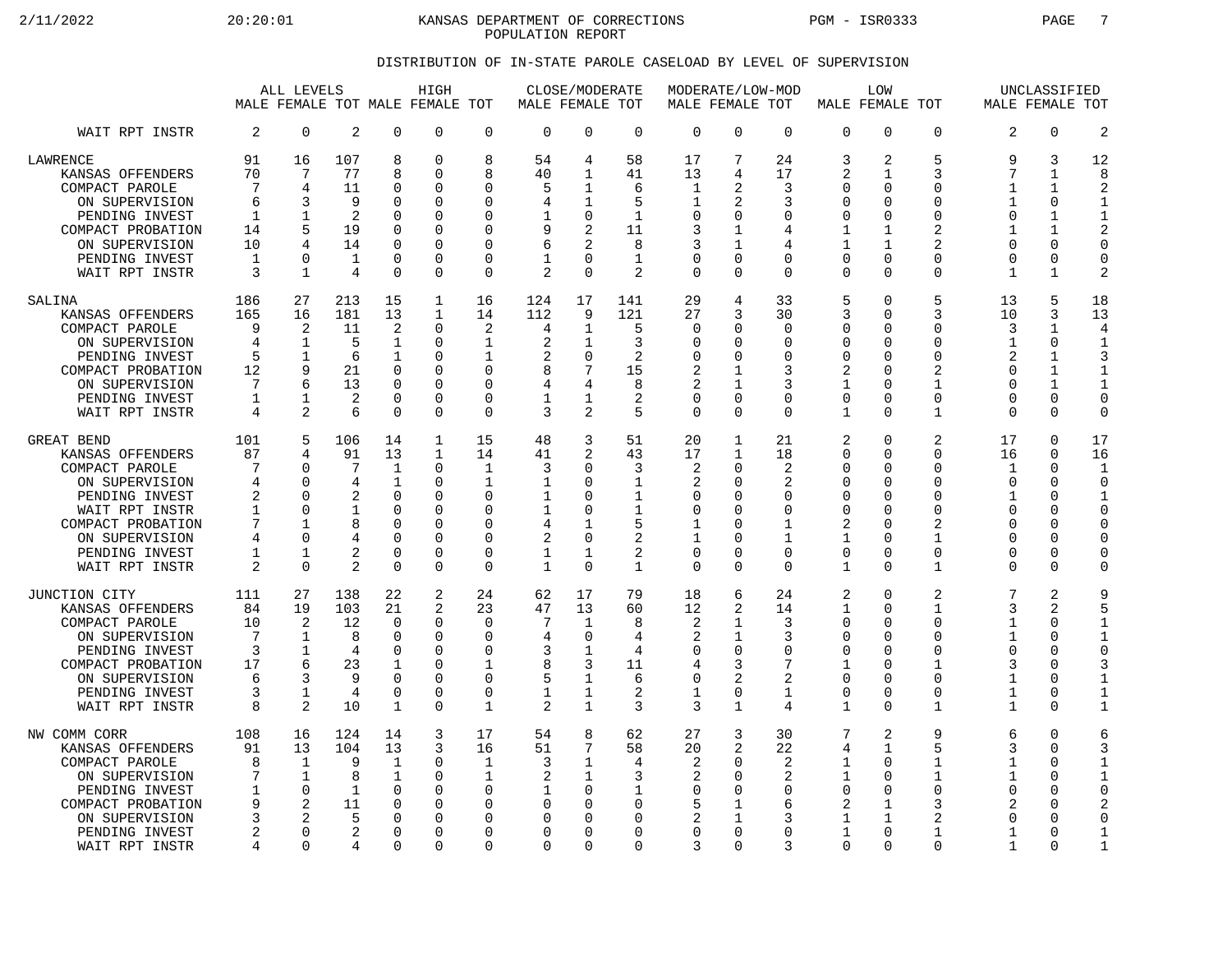KANSAS DEPARTMENT OF CORRECTIONS
POPULATION REPORT

DISTRIBUTION OF IN-STATE PAROLE CASELOAD BY LEVEL OF SUPERVISION

| | ALL LEVELS | | | HIGH | | | CLOSE/MODERATE | | | MODERATE/LOW-MOD | | | LOW | | | UNCLASSIFIED | | |
|---|---|---|---|---|---|---|---|---|---|---|---|---|---|---|---|---|---|---|
| | MALE | FEMALE | TOT | MALE | FEMALE | TOT | MALE | FEMALE | TOT | MALE | FEMALE | TOT | MALE | FEMALE | TOT | MALE | FEMALE | TOT |
| WAIT RPT INSTR | 2 | 0 | 2 | 0 | 0 | 0 | 0 | 0 | 0 | 0 | 0 | 0 | 0 | 0 | 0 | 2 | 0 | 2 |
| LAWRENCE | 91 | 16 | 107 | 8 | 0 | 8 | 54 | 4 | 58 | 17 | 7 | 24 | 3 | 2 | 5 | 9 | 3 | 12 |
| KANSAS OFFENDERS | 70 | 7 | 77 | 8 | 0 | 8 | 40 | 1 | 41 | 13 | 4 | 17 | 2 | 1 | 3 | 7 | 1 | 8 |
| COMPACT PAROLE | 7 | 4 | 11 | 0 | 0 | 0 | 5 | 1 | 6 | 1 | 2 | 3 | 0 | 0 | 0 | 1 | 1 | 2 |
| ON SUPERVISION | 6 | 3 | 9 | 0 | 0 | 0 | 4 | 1 | 5 | 1 | 2 | 3 | 0 | 0 | 0 | 1 | 0 | 1 |
| PENDING INVEST | 1 | 1 | 2 | 0 | 0 | 0 | 1 | 0 | 1 | 0 | 0 | 0 | 0 | 0 | 0 | 0 | 1 | 1 |
| COMPACT PROBATION | 14 | 5 | 19 | 0 | 0 | 0 | 9 | 2 | 11 | 3 | 1 | 4 | 1 | 1 | 2 | 1 | 1 | 2 |
| ON SUPERVISION | 10 | 4 | 14 | 0 | 0 | 0 | 6 | 2 | 8 | 3 | 1 | 4 | 1 | 1 | 2 | 0 | 0 | 0 |
| PENDING INVEST | 1 | 0 | 1 | 0 | 0 | 0 | 1 | 0 | 1 | 0 | 0 | 0 | 0 | 0 | 0 | 0 | 0 | 0 |
| WAIT RPT INSTR | 3 | 1 | 4 | 0 | 0 | 0 | 2 | 0 | 2 | 0 | 0 | 0 | 0 | 0 | 0 | 1 | 1 | 2 |
| SALINA | 186 | 27 | 213 | 15 | 1 | 16 | 124 | 17 | 141 | 29 | 4 | 33 | 5 | 0 | 5 | 13 | 5 | 18 |
| KANSAS OFFENDERS | 165 | 16 | 181 | 13 | 1 | 14 | 112 | 9 | 121 | 27 | 3 | 30 | 3 | 0 | 3 | 10 | 3 | 13 |
| COMPACT PAROLE | 9 | 2 | 11 | 2 | 0 | 2 | 4 | 1 | 5 | 0 | 0 | 0 | 0 | 0 | 0 | 3 | 1 | 4 |
| ON SUPERVISION | 4 | 1 | 5 | 1 | 0 | 1 | 2 | 1 | 3 | 0 | 0 | 0 | 0 | 0 | 0 | 1 | 0 | 1 |
| PENDING INVEST | 5 | 1 | 6 | 1 | 0 | 1 | 2 | 0 | 2 | 0 | 0 | 0 | 0 | 0 | 0 | 2 | 1 | 3 |
| COMPACT PROBATION | 12 | 9 | 21 | 0 | 0 | 0 | 8 | 7 | 15 | 2 | 1 | 3 | 2 | 0 | 2 | 0 | 1 | 1 |
| ON SUPERVISION | 7 | 6 | 13 | 0 | 0 | 0 | 4 | 4 | 8 | 2 | 1 | 3 | 1 | 0 | 1 | 0 | 1 | 1 |
| PENDING INVEST | 1 | 1 | 2 | 0 | 0 | 0 | 1 | 1 | 2 | 0 | 0 | 0 | 0 | 0 | 0 | 0 | 0 | 0 |
| WAIT RPT INSTR | 4 | 2 | 6 | 0 | 0 | 0 | 3 | 2 | 5 | 0 | 0 | 0 | 1 | 0 | 1 | 0 | 0 | 0 |
| GREAT BEND | 101 | 5 | 106 | 14 | 1 | 15 | 48 | 3 | 51 | 20 | 1 | 21 | 2 | 0 | 2 | 17 | 0 | 17 |
| KANSAS OFFENDERS | 87 | 4 | 91 | 13 | 1 | 14 | 41 | 2 | 43 | 17 | 1 | 18 | 0 | 0 | 0 | 16 | 0 | 16 |
| COMPACT PAROLE | 7 | 0 | 7 | 1 | 0 | 1 | 3 | 0 | 3 | 2 | 0 | 2 | 0 | 0 | 0 | 1 | 0 | 1 |
| ON SUPERVISION | 4 | 0 | 4 | 1 | 0 | 1 | 1 | 0 | 1 | 2 | 0 | 2 | 0 | 0 | 0 | 0 | 0 | 0 |
| PENDING INVEST | 2 | 0 | 2 | 0 | 0 | 0 | 1 | 0 | 1 | 0 | 0 | 0 | 0 | 0 | 0 | 1 | 0 | 1 |
| WAIT RPT INSTR | 1 | 0 | 1 | 0 | 0 | 0 | 1 | 0 | 1 | 0 | 0 | 0 | 0 | 0 | 0 | 0 | 0 | 0 |
| COMPACT PROBATION | 7 | 1 | 8 | 0 | 0 | 0 | 4 | 1 | 5 | 1 | 0 | 1 | 2 | 0 | 2 | 0 | 0 | 0 |
| ON SUPERVISION | 4 | 0 | 4 | 0 | 0 | 0 | 2 | 0 | 2 | 1 | 0 | 1 | 1 | 0 | 1 | 0 | 0 | 0 |
| PENDING INVEST | 1 | 1 | 2 | 0 | 0 | 0 | 1 | 1 | 2 | 0 | 0 | 0 | 0 | 0 | 0 | 0 | 0 | 0 |
| WAIT RPT INSTR | 2 | 0 | 2 | 0 | 0 | 0 | 1 | 0 | 1 | 0 | 0 | 0 | 1 | 0 | 1 | 0 | 0 | 0 |
| JUNCTION CITY | 111 | 27 | 138 | 22 | 2 | 24 | 62 | 17 | 79 | 18 | 6 | 24 | 2 | 0 | 2 | 7 | 2 | 9 |
| KANSAS OFFENDERS | 84 | 19 | 103 | 21 | 2 | 23 | 47 | 13 | 60 | 12 | 2 | 14 | 1 | 0 | 1 | 3 | 2 | 5 |
| COMPACT PAROLE | 10 | 2 | 12 | 0 | 0 | 0 | 7 | 1 | 8 | 2 | 1 | 3 | 0 | 0 | 0 | 1 | 0 | 1 |
| ON SUPERVISION | 7 | 1 | 8 | 0 | 0 | 0 | 4 | 0 | 4 | 2 | 1 | 3 | 0 | 0 | 0 | 1 | 0 | 1 |
| PENDING INVEST | 3 | 1 | 4 | 0 | 0 | 0 | 3 | 1 | 4 | 0 | 0 | 0 | 0 | 0 | 0 | 0 | 0 | 0 |
| COMPACT PROBATION | 17 | 6 | 23 | 1 | 0 | 1 | 8 | 3 | 11 | 4 | 3 | 7 | 1 | 0 | 1 | 3 | 0 | 3 |
| ON SUPERVISION | 6 | 3 | 9 | 0 | 0 | 0 | 5 | 1 | 6 | 0 | 2 | 2 | 0 | 0 | 0 | 1 | 0 | 1 |
| PENDING INVEST | 3 | 1 | 4 | 0 | 0 | 0 | 1 | 1 | 2 | 1 | 0 | 1 | 0 | 0 | 0 | 1 | 0 | 1 |
| WAIT RPT INSTR | 8 | 2 | 10 | 1 | 0 | 1 | 2 | 1 | 3 | 3 | 1 | 4 | 1 | 0 | 1 | 1 | 0 | 1 |
| NW COMM CORR | 108 | 16 | 124 | 14 | 3 | 17 | 54 | 8 | 62 | 27 | 3 | 30 | 7 | 2 | 9 | 6 | 0 | 6 |
| KANSAS OFFENDERS | 91 | 13 | 104 | 13 | 3 | 16 | 51 | 7 | 58 | 20 | 2 | 22 | 4 | 1 | 5 | 3 | 0 | 3 |
| COMPACT PAROLE | 8 | 1 | 9 | 1 | 0 | 1 | 3 | 1 | 4 | 2 | 0 | 2 | 1 | 0 | 1 | 1 | 0 | 1 |
| ON SUPERVISION | 7 | 1 | 8 | 1 | 0 | 1 | 2 | 1 | 3 | 2 | 0 | 2 | 1 | 0 | 1 | 1 | 0 | 1 |
| PENDING INVEST | 1 | 0 | 1 | 0 | 0 | 0 | 1 | 0 | 1 | 0 | 0 | 0 | 0 | 0 | 0 | 0 | 0 | 0 |
| COMPACT PROBATION | 9 | 2 | 11 | 0 | 0 | 0 | 0 | 0 | 0 | 5 | 1 | 6 | 2 | 1 | 3 | 2 | 0 | 2 |
| ON SUPERVISION | 3 | 2 | 5 | 0 | 0 | 0 | 0 | 0 | 0 | 2 | 1 | 3 | 1 | 1 | 2 | 0 | 0 | 0 |
| PENDING INVEST | 2 | 0 | 2 | 0 | 0 | 0 | 0 | 0 | 0 | 0 | 0 | 0 | 1 | 0 | 1 | 1 | 0 | 1 |
| WAIT RPT INSTR | 4 | 0 | 4 | 0 | 0 | 0 | 0 | 0 | 0 | 3 | 0 | 3 | 0 | 0 | 0 | 1 | 0 | 1 |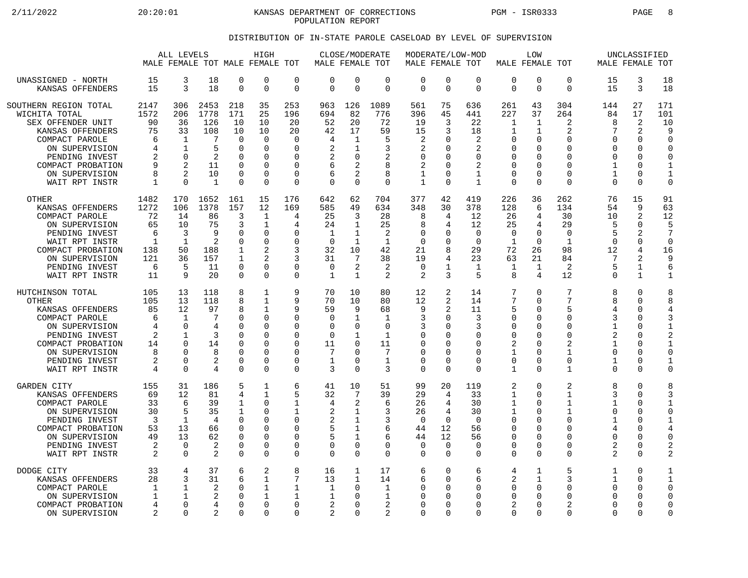KANSAS DEPARTMENT OF CORRECTIONS
POPULATION REPORT

## DISTRIBUTION OF IN-STATE PAROLE CASELOAD BY LEVEL OF SUPERVISION

| | ALL LEVELS | | | HIGH | | | CLOSE/MODERATE | | | MODERATE/LOW-MOD | | | LOW | | | UNCLASSIFIED | | |
|---|---|---|---|---|---|---|---|---|---|---|---|---|---|---|---|---|---|---|
| | MALE | FEMALE | TOT | MALE | FEMALE | TOT | MALE | FEMALE | TOT | MALE | FEMALE | TOT | MALE | FEMALE | TOT | MALE | FEMALE | TOT |
| UNASSIGNED - NORTH | 15 | 3 | 18 | 0 | 0 | 0 | 0 | 0 | 0 | 0 | 0 | 0 | 0 | 0 | 0 | 15 | 3 | 18 |
| KANSAS OFFENDERS | 15 | 3 | 18 | 0 | 0 | 0 | 0 | 0 | 0 | 0 | 0 | 0 | 0 | 0 | 0 | 15 | 3 | 18 |
| SOUTHERN REGION TOTAL | 2147 | 306 | 2453 | 218 | 35 | 253 | 963 | 126 | 1089 | 561 | 75 | 636 | 261 | 43 | 304 | 144 | 27 | 171 |
| WICHITA TOTAL | 1572 | 206 | 1778 | 171 | 25 | 196 | 694 | 82 | 776 | 396 | 45 | 441 | 227 | 37 | 264 | 84 | 17 | 101 |
| SEX OFFENDER UNIT | 90 | 36 | 126 | 10 | 10 | 20 | 52 | 20 | 72 | 19 | 3 | 22 | 1 | 1 | 2 | 8 | 2 | 10 |
| KANSAS OFFENDERS | 75 | 33 | 108 | 10 | 10 | 20 | 42 | 17 | 59 | 15 | 3 | 18 | 1 | 1 | 2 | 7 | 2 | 9 |
| COMPACT PAROLE | 6 | 1 | 7 | 0 | 0 | 0 | 4 | 1 | 5 | 2 | 0 | 2 | 0 | 0 | 0 | 0 | 0 | 0 |
| ON SUPERVISION | 4 | 1 | 5 | 0 | 0 | 0 | 2 | 1 | 3 | 2 | 0 | 2 | 0 | 0 | 0 | 0 | 0 | 0 |
| PENDING INVEST | 2 | 0 | 2 | 0 | 0 | 0 | 2 | 0 | 2 | 0 | 0 | 0 | 0 | 0 | 0 | 0 | 0 | 0 |
| COMPACT PROBATION | 9 | 2 | 11 | 0 | 0 | 0 | 6 | 2 | 8 | 2 | 0 | 2 | 0 | 0 | 0 | 1 | 0 | 1 |
| ON SUPERVISION | 8 | 2 | 10 | 0 | 0 | 0 | 6 | 2 | 8 | 1 | 0 | 1 | 0 | 0 | 0 | 1 | 0 | 1 |
| WAIT RPT INSTR | 1 | 0 | 1 | 0 | 0 | 0 | 0 | 0 | 0 | 1 | 0 | 1 | 0 | 0 | 0 | 0 | 0 | 0 |
| OTHER | 1482 | 170 | 1652 | 161 | 15 | 176 | 642 | 62 | 704 | 377 | 42 | 419 | 226 | 36 | 262 | 76 | 15 | 91 |
| KANSAS OFFENDERS | 1272 | 106 | 1378 | 157 | 12 | 169 | 585 | 49 | 634 | 348 | 30 | 378 | 128 | 6 | 134 | 54 | 9 | 63 |
| COMPACT PAROLE | 72 | 14 | 86 | 3 | 1 | 4 | 25 | 3 | 28 | 8 | 4 | 12 | 26 | 4 | 30 | 10 | 2 | 12 |
| ON SUPERVISION | 65 | 10 | 75 | 3 | 1 | 4 | 24 | 1 | 25 | 8 | 4 | 12 | 25 | 4 | 29 | 5 | 0 | 5 |
| PENDING INVEST | 6 | 3 | 9 | 0 | 0 | 0 | 1 | 1 | 2 | 0 | 0 | 0 | 0 | 0 | 0 | 5 | 2 | 7 |
| WAIT RPT INSTR | 1 | 1 | 2 | 0 | 0 | 0 | 0 | 1 | 1 | 0 | 0 | 0 | 1 | 0 | 1 | 0 | 0 | 0 |
| COMPACT PROBATION | 138 | 50 | 188 | 1 | 2 | 3 | 32 | 10 | 42 | 21 | 8 | 29 | 72 | 26 | 98 | 12 | 4 | 16 |
| ON SUPERVISION | 121 | 36 | 157 | 1 | 2 | 3 | 31 | 7 | 38 | 19 | 4 | 23 | 63 | 21 | 84 | 7 | 2 | 9 |
| PENDING INVEST | 6 | 5 | 11 | 0 | 0 | 0 | 0 | 2 | 2 | 0 | 1 | 1 | 1 | 1 | 2 | 5 | 1 | 6 |
| WAIT RPT INSTR | 11 | 9 | 20 | 0 | 0 | 0 | 1 | 1 | 2 | 2 | 3 | 5 | 8 | 4 | 12 | 0 | 1 | 1 |
| HUTCHINSON TOTAL | 105 | 13 | 118 | 8 | 1 | 9 | 70 | 10 | 80 | 12 | 2 | 14 | 7 | 0 | 7 | 8 | 0 | 8 |
| OTHER | 105 | 13 | 118 | 8 | 1 | 9 | 70 | 10 | 80 | 12 | 2 | 14 | 7 | 0 | 7 | 8 | 0 | 8 |
| KANSAS OFFENDERS | 85 | 12 | 97 | 8 | 1 | 9 | 59 | 9 | 68 | 9 | 2 | 11 | 5 | 0 | 5 | 4 | 0 | 4 |
| COMPACT PAROLE | 6 | 1 | 7 | 0 | 0 | 0 | 0 | 1 | 1 | 3 | 0 | 3 | 0 | 0 | 0 | 3 | 0 | 3 |
| ON SUPERVISION | 4 | 0 | 4 | 0 | 0 | 0 | 0 | 0 | 0 | 3 | 0 | 3 | 0 | 0 | 0 | 1 | 0 | 1 |
| PENDING INVEST | 2 | 1 | 3 | 0 | 0 | 0 | 0 | 1 | 1 | 0 | 0 | 0 | 0 | 0 | 0 | 2 | 0 | 2 |
| COMPACT PROBATION | 14 | 0 | 14 | 0 | 0 | 0 | 11 | 0 | 11 | 0 | 0 | 0 | 2 | 0 | 2 | 1 | 0 | 1 |
| ON SUPERVISION | 8 | 0 | 8 | 0 | 0 | 0 | 7 | 0 | 7 | 0 | 0 | 0 | 1 | 0 | 1 | 0 | 0 | 0 |
| PENDING INVEST | 2 | 0 | 2 | 0 | 0 | 0 | 1 | 0 | 1 | 0 | 0 | 0 | 0 | 0 | 0 | 1 | 0 | 1 |
| WAIT RPT INSTR | 4 | 0 | 4 | 0 | 0 | 0 | 3 | 0 | 3 | 0 | 0 | 0 | 1 | 0 | 1 | 0 | 0 | 0 |
| GARDEN CITY | 155 | 31 | 186 | 5 | 1 | 6 | 41 | 10 | 51 | 99 | 20 | 119 | 2 | 0 | 2 | 8 | 0 | 8 |
| KANSAS OFFENDERS | 69 | 12 | 81 | 4 | 1 | 5 | 32 | 7 | 39 | 29 | 4 | 33 | 1 | 0 | 1 | 3 | 0 | 3 |
| COMPACT PAROLE | 33 | 6 | 39 | 1 | 0 | 1 | 4 | 2 | 6 | 26 | 4 | 30 | 1 | 0 | 1 | 1 | 0 | 1 |
| ON SUPERVISION | 30 | 5 | 35 | 1 | 0 | 1 | 2 | 1 | 3 | 26 | 4 | 30 | 1 | 0 | 1 | 0 | 0 | 0 |
| PENDING INVEST | 3 | 1 | 4 | 0 | 0 | 0 | 2 | 1 | 3 | 0 | 0 | 0 | 0 | 0 | 0 | 1 | 0 | 1 |
| COMPACT PROBATION | 53 | 13 | 66 | 0 | 0 | 0 | 5 | 1 | 6 | 44 | 12 | 56 | 0 | 0 | 0 | 4 | 0 | 4 |
| ON SUPERVISION | 49 | 13 | 62 | 0 | 0 | 0 | 5 | 1 | 6 | 44 | 12 | 56 | 0 | 0 | 0 | 0 | 0 | 0 |
| PENDING INVEST | 2 | 0 | 2 | 0 | 0 | 0 | 0 | 0 | 0 | 0 | 0 | 0 | 0 | 0 | 0 | 2 | 0 | 2 |
| WAIT RPT INSTR | 2 | 0 | 2 | 0 | 0 | 0 | 0 | 0 | 0 | 0 | 0 | 0 | 0 | 0 | 0 | 2 | 0 | 2 |
| DODGE CITY | 33 | 4 | 37 | 6 | 2 | 8 | 16 | 1 | 17 | 6 | 0 | 6 | 4 | 1 | 5 | 1 | 0 | 1 |
| KANSAS OFFENDERS | 28 | 3 | 31 | 6 | 1 | 7 | 13 | 1 | 14 | 6 | 0 | 6 | 2 | 1 | 3 | 1 | 0 | 1 |
| COMPACT PAROLE | 1 | 1 | 2 | 0 | 1 | 1 | 1 | 0 | 1 | 0 | 0 | 0 | 0 | 0 | 0 | 0 | 0 | 0 |
| ON SUPERVISION | 1 | 1 | 2 | 0 | 1 | 1 | 1 | 0 | 1 | 0 | 0 | 0 | 0 | 0 | 0 | 0 | 0 | 0 |
| COMPACT PROBATION | 4 | 0 | 4 | 0 | 0 | 0 | 2 | 0 | 2 | 0 | 0 | 0 | 2 | 0 | 2 | 0 | 0 | 0 |
| ON SUPERVISION | 2 | 0 | 2 | 0 | 0 | 0 | 2 | 0 | 2 | 0 | 0 | 0 | 0 | 0 | 0 | 0 | 0 | 0 |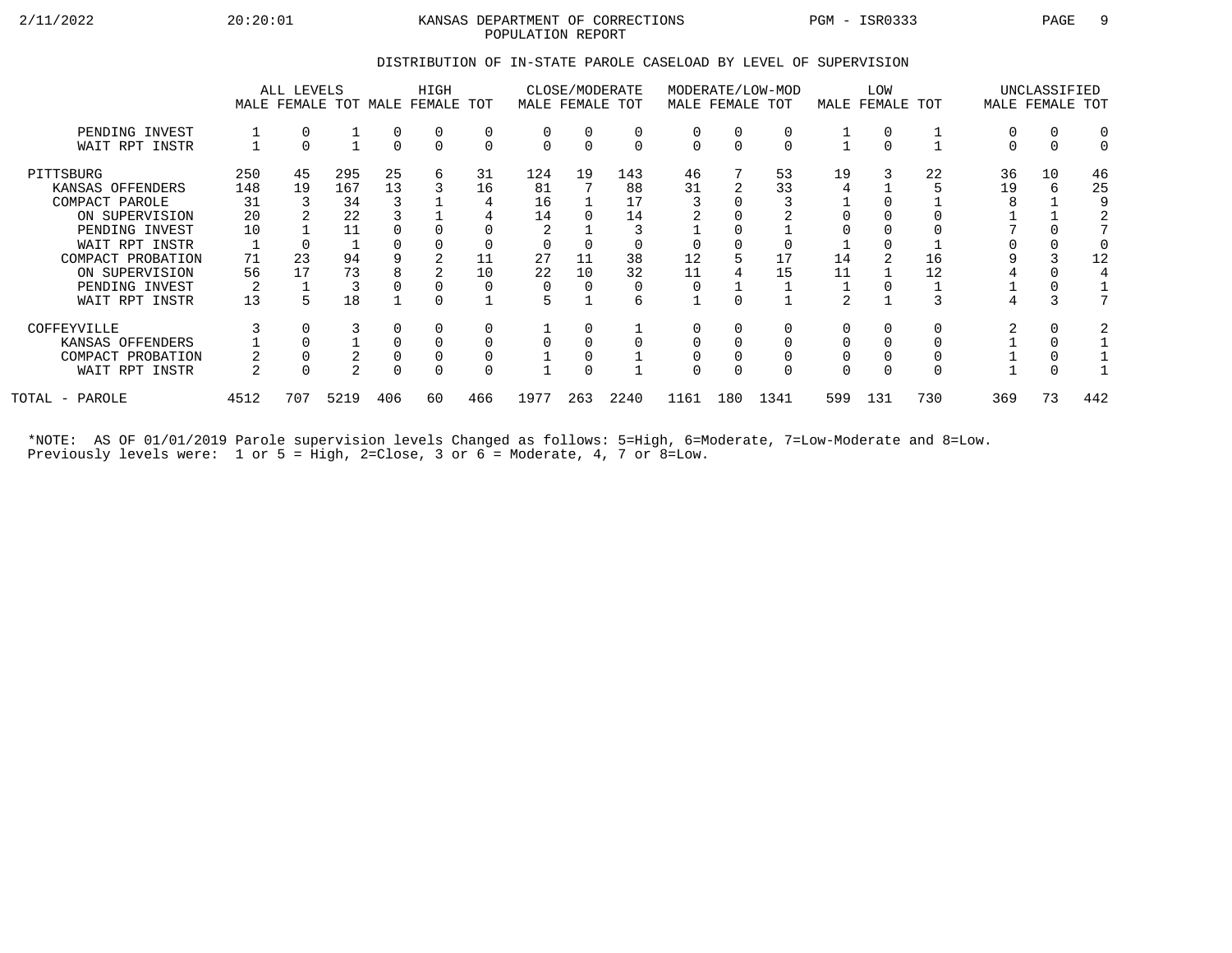## DISTRIBUTION OF IN-STATE PAROLE CASELOAD BY LEVEL OF SUPERVISION

| | ALL LEVELS | | | HIGH | | | CLOSE/MODERATE | | | MODERATE/LOW-MOD | | | LOW | | | UNCLASSIFIED | | |
|---|---|---|---|---|---|---|---|---|---|---|---|---|---|---|---|---|---|---|
| | MALE | FEMALE | TOT | MALE | FEMALE | TOT | MALE | FEMALE | TOT | MALE | FEMALE | TOT | MALE | FEMALE | TOT | MALE | FEMALE | TOT |
| PENDING INVEST | 1 | 0 | 1 | 0 | 0 | 0 | 0 | 0 | 0 | 0 | 0 | 0 | 1 | 0 | 1 | 0 | 0 | 0 |
| WAIT RPT INSTR | 1 | 0 | 1 | 0 | 0 | 0 | 0 | 0 | 0 | 0 | 0 | 0 | 1 | 0 | 1 | 0 | 0 | 0 |
| PITTSBURG | 250 | 45 | 295 | 25 | 6 | 31 | 124 | 19 | 143 | 46 | 7 | 53 | 19 | 3 | 22 | 36 | 10 | 46 |
| KANSAS OFFENDERS | 148 | 19 | 167 | 13 | 3 | 16 | 81 | 7 | 88 | 31 | 2 | 33 | 4 | 1 | 5 | 19 | 6 | 25 |
| COMPACT PAROLE | 31 | 3 | 34 | 3 | 1 | 4 | 16 | 1 | 17 | 3 | 0 | 3 | 1 | 0 | 1 | 8 | 1 | 9 |
| ON SUPERVISION | 20 | 2 | 22 | 3 | 1 | 4 | 14 | 0 | 14 | 2 | 0 | 2 | 0 | 0 | 0 | 1 | 1 | 2 |
| PENDING INVEST | 10 | 1 | 11 | 0 | 0 | 0 | 2 | 1 | 3 | 1 | 0 | 1 | 0 | 0 | 0 | 7 | 0 | 7 |
| WAIT RPT INSTR | 1 | 0 | 1 | 0 | 0 | 0 | 0 | 0 | 0 | 0 | 0 | 0 | 1 | 0 | 1 | 0 | 0 | 0 |
| COMPACT PROBATION | 71 | 23 | 94 | 9 | 2 | 11 | 27 | 11 | 38 | 12 | 5 | 17 | 14 | 2 | 16 | 9 | 3 | 12 |
| ON SUPERVISION | 56 | 17 | 73 | 8 | 2 | 10 | 22 | 10 | 32 | 11 | 4 | 15 | 11 | 1 | 12 | 4 | 0 | 4 |
| PENDING INVEST | 2 | 1 | 3 | 0 | 0 | 0 | 0 | 0 | 0 | 0 | 1 | 1 | 1 | 0 | 1 | 1 | 0 | 1 |
| WAIT RPT INSTR | 13 | 5 | 18 | 1 | 0 | 1 | 5 | 1 | 6 | 1 | 0 | 1 | 2 | 1 | 3 | 4 | 3 | 7 |
| COFFEYVILLE | 3 | 0 | 3 | 0 | 0 | 0 | 1 | 0 | 1 | 0 | 0 | 0 | 0 | 0 | 0 | 2 | 0 | 2 |
| KANSAS OFFENDERS | 1 | 0 | 1 | 0 | 0 | 0 | 0 | 0 | 0 | 0 | 0 | 0 | 0 | 0 | 0 | 1 | 0 | 1 |
| COMPACT PROBATION | 2 | 0 | 2 | 0 | 0 | 0 | 1 | 0 | 1 | 0 | 0 | 0 | 0 | 0 | 0 | 1 | 0 | 1 |
| WAIT RPT INSTR | 2 | 0 | 2 | 0 | 0 | 0 | 1 | 0 | 1 | 0 | 0 | 0 | 0 | 0 | 0 | 1 | 0 | 1 |
| TOTAL - PAROLE | 4512 | 707 | 5219 | 406 | 60 | 466 | 1977 | 263 | 2240 | 1161 | 180 | 1341 | 599 | 131 | 730 | 369 | 73 | 442 |

*NOTE: AS OF 01/01/2019 Parole supervision levels Changed as follows: 5=High, 6=Moderate, 7=Low-Moderate and 8=Low.
Previously levels were: 1 or 5 = High, 2=Close, 3 or 6 = Moderate, 4, 7 or 8=Low.